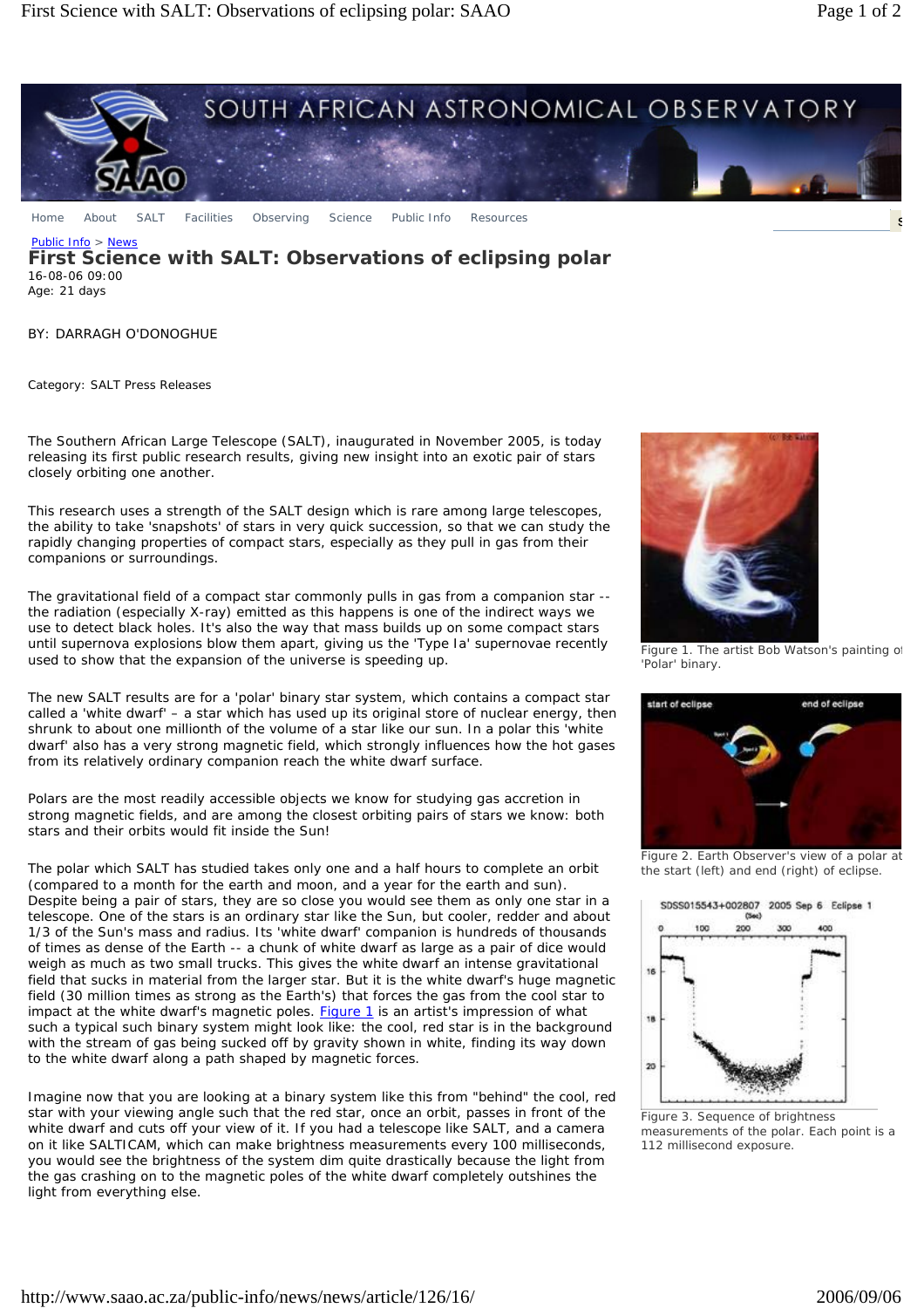Home About SALT Facilities Observing Science Public Info Resources

Public Info > News

# First Science with SALT: Observations of eclipsing polar

16-08-06 09:00
Age: 21 days

BY: DARRAGH O'DONOGHUE

Category: SALT Press Releases

The Southern African Large Telescope (SALT), inaugurated in November 2005, is today releasing its first public research results, giving new insight into an exotic pair of stars closely orbiting one another.

This research uses a strength of the SALT design which is rare among large telescopes, the ability to take 'snapshots' of stars in very quick succession, so that we can study the rapidly changing properties of compact stars, especially as they pull in gas from their companions or surroundings.

The gravitational field of a compact star commonly pulls in gas from a companion star -- the radiation (especially X-ray) emitted as this happens is one of the indirect ways we use to detect black holes. It's also the way that mass builds up on some compact stars until supernova explosions blow them apart, giving us the 'Type Ia' supernovae recently used to show that the expansion of the universe is speeding up.

The new SALT results are for a 'polar' binary star system, which contains a compact star called a 'white dwarf' – a star which has used up its original store of nuclear energy, then shrunk to about one millionth of the volume of a star like our sun. In a polar this 'white dwarf' also has a very strong magnetic field, which strongly influences how the hot gases from its relatively ordinary companion reach the white dwarf surface.

Polars are the most readily accessible objects we know for studying gas accretion in strong magnetic fields, and are among the closest orbiting pairs of stars we know: both stars and their orbits would fit inside the Sun!

The polar which SALT has studied takes only one and a half hours to complete an orbit (compared to a month for the earth and moon, and a year for the earth and sun). Despite being a pair of stars, they are so close you would see them as only one star in a telescope. One of the stars is an ordinary star like the Sun, but cooler, redder and about 1/3 of the Sun's mass and radius. Its 'white dwarf' companion is hundreds of thousands of times as dense of the Earth -- a chunk of white dwarf as large as a pair of dice would weigh as much as two small trucks. This gives the white dwarf an intense gravitational field that sucks in material from the larger star. But it is the white dwarf's huge magnetic field (30 million times as strong as the Earth's) that forces the gas from the cool star to impact at the white dwarf's magnetic poles. Figure 1 is an artist's impression of what such a typical such binary system might look like: the cool, red star is in the background with the stream of gas being sucked off by gravity shown in white, finding its way down to the white dwarf along a path shaped by magnetic forces.

Imagine now that you are looking at a binary system like this from "behind" the cool, red star with your viewing angle such that the red star, once an orbit, passes in front of the white dwarf and cuts off your view of it. If you had a telescope like SALT, and a camera on it like SALTICAM, which can make brightness measurements every 100 milliseconds, you would see the brightness of the system dim quite drastically because the light from the gas crashing on to the magnetic poles of the white dwarf completely outshines the light from everything else.

Figure 1. The artist Bob Watson's painting of 'Polar' binary.

Figure 2. Earth Observer's view of a polar at the start (left) and end (right) of eclipse.

Figure 3. Sequence of brightness measurements of the polar. Each point is a 112 millisecond exposure.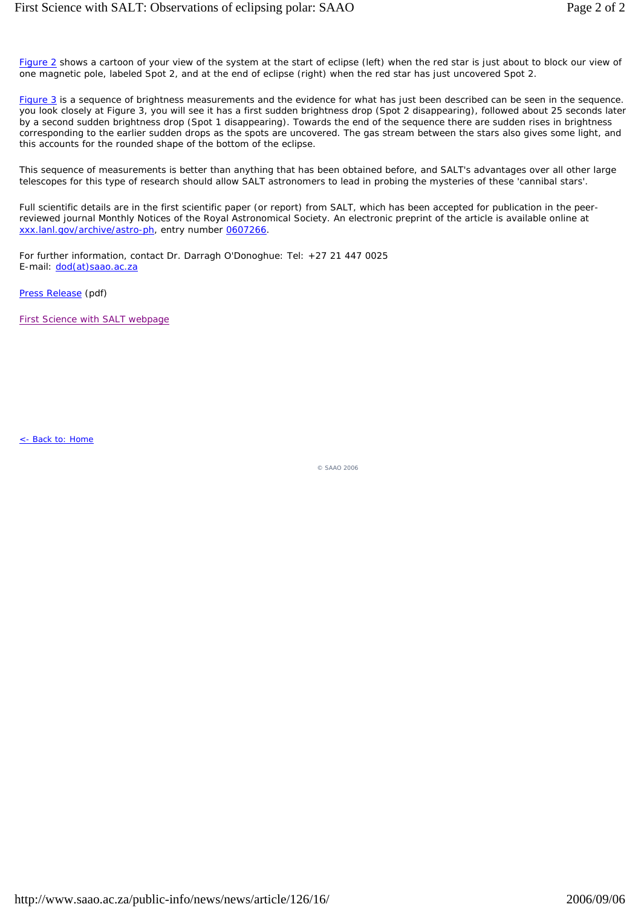Figure 2 shows a cartoon of your view of the system at the start of eclipse (left) when the red star is just about to block our view of one magnetic pole, labeled Spot 2, and at the end of eclipse (right) when the red star has just uncovered Spot 2.

Figure 3 is a sequence of brightness measurements and the evidence for what has just been described can be seen in the sequence. you look closely at Figure 3, you will see it has a first sudden brightness drop (Spot 2 disappearing), followed about 25 seconds later by a second sudden brightness drop (Spot 1 disappearing). Towards the end of the sequence there are sudden rises in brightness corresponding to the earlier sudden drops as the spots are uncovered. The gas stream between the stars also gives some light, and this accounts for the rounded shape of the bottom of the eclipse.

This sequence of measurements is better than anything that has been obtained before, and SALT's advantages over all other large telescopes for this type of research should allow SALT astronomers to lead in probing the mysteries of these 'cannibal stars'.

Full scientific details are in the first scientific paper (or report) from SALT, which has been accepted for publication in the peer-reviewed journal Monthly Notices of the Royal Astronomical Society. An electronic preprint of the article is available online at xxx.lanl.gov/archive/astro-ph, entry number 0607266.

For further information, contact Dr. Darragh O'Donoghue: Tel: +27 21 447 0025
E-mail: dod(at)saao.ac.za

Press Release (pdf)

First Science with SALT webpage

<- Back to: Home

© SAAO 2006